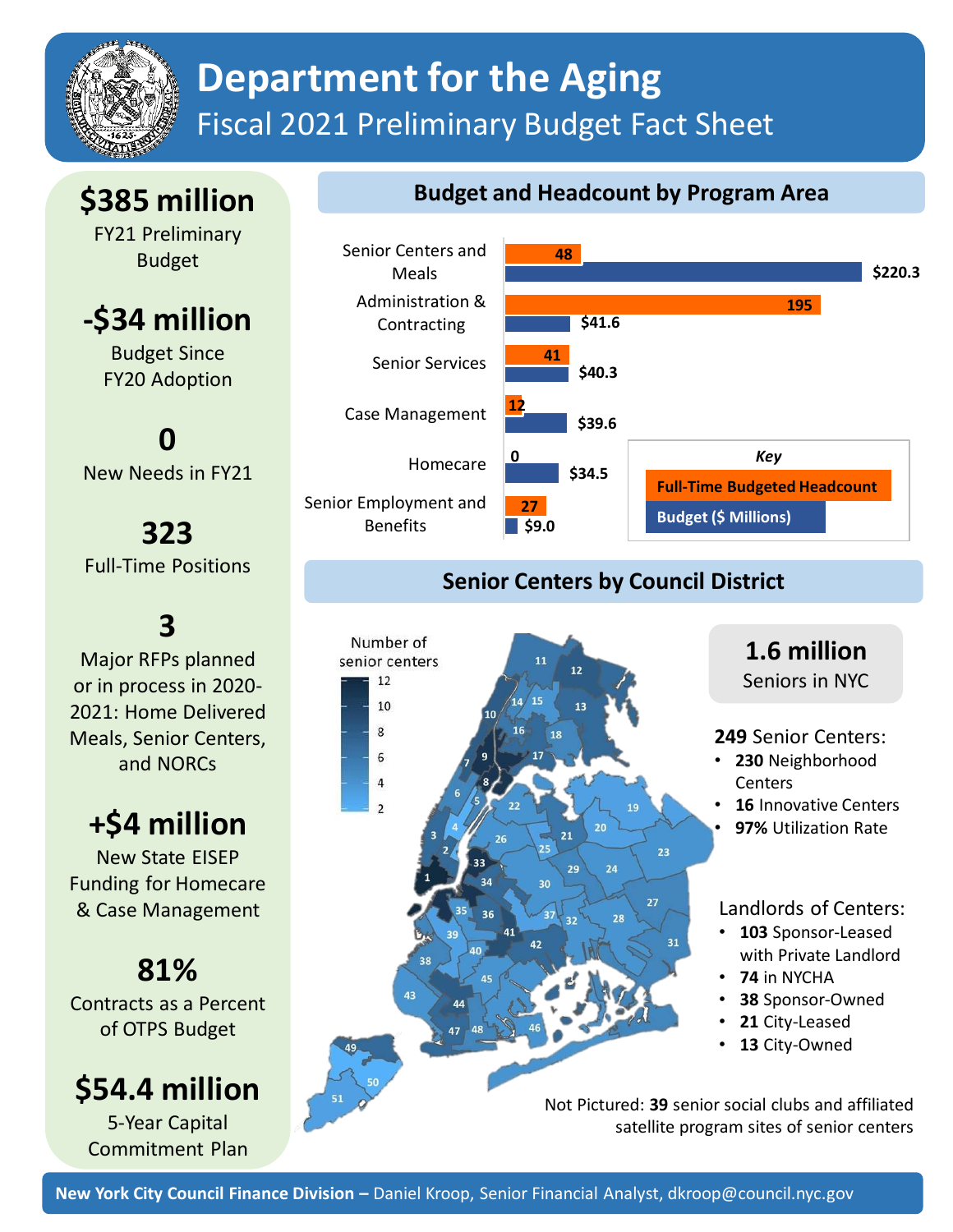# Department for the Aging

## Fiscal 2021 Preliminary Budget Fact Sheet

**$385 million**
FY21 Preliminary Budget

**-$34 million**
Budget Since FY20 Adoption

**0**
New Needs in FY21

**323**
Full-Time Positions

**3**
Major RFPs planned or in process in 2020-2021: Home Delivered Meals, Senior Centers, and NORCs

**+$4 million**
New State EISEP Funding for Homecare & Case Management

**81%**
Contracts as a Percent of OTPS Budget

**$54.4 million**
5-Year Capital Commitment Plan

## Budget and Headcount by Program Area

| Program Area | Full-Time Budgeted Headcount | Budget ($ Millions) |
| --- | --- | --- |
| Senior Centers and Meals | 48 | $220.3 |
| Administration & Contracting | 195 | $41.6 |
| Senior Services | 41 | $40.3 |
| Case Management | 12 | $39.6 |
| Homecare | 0 | $34.5 |
| Senior Employment and Benefits | 27 | $9.0 |

## Senior Centers by Council District

**1.6 million**
Seniors in NYC

**249** Senior Centers:
- **230** Neighborhood Centers
- **16** Innovative Centers
- **97%** Utilization Rate

Landlords of Centers:
- **103** Sponsor-Leased with Private Landlord
- **74** in NYCHA
- **38** Sponsor-Owned
- **21** City-Leased
- **13** City-Owned

Not Pictured: **39** senior social clubs and affiliated satellite program sites of senior centers

**New York City Council Finance Division –** Daniel Kroop, Senior Financial Analyst, dkroop@council.nyc.gov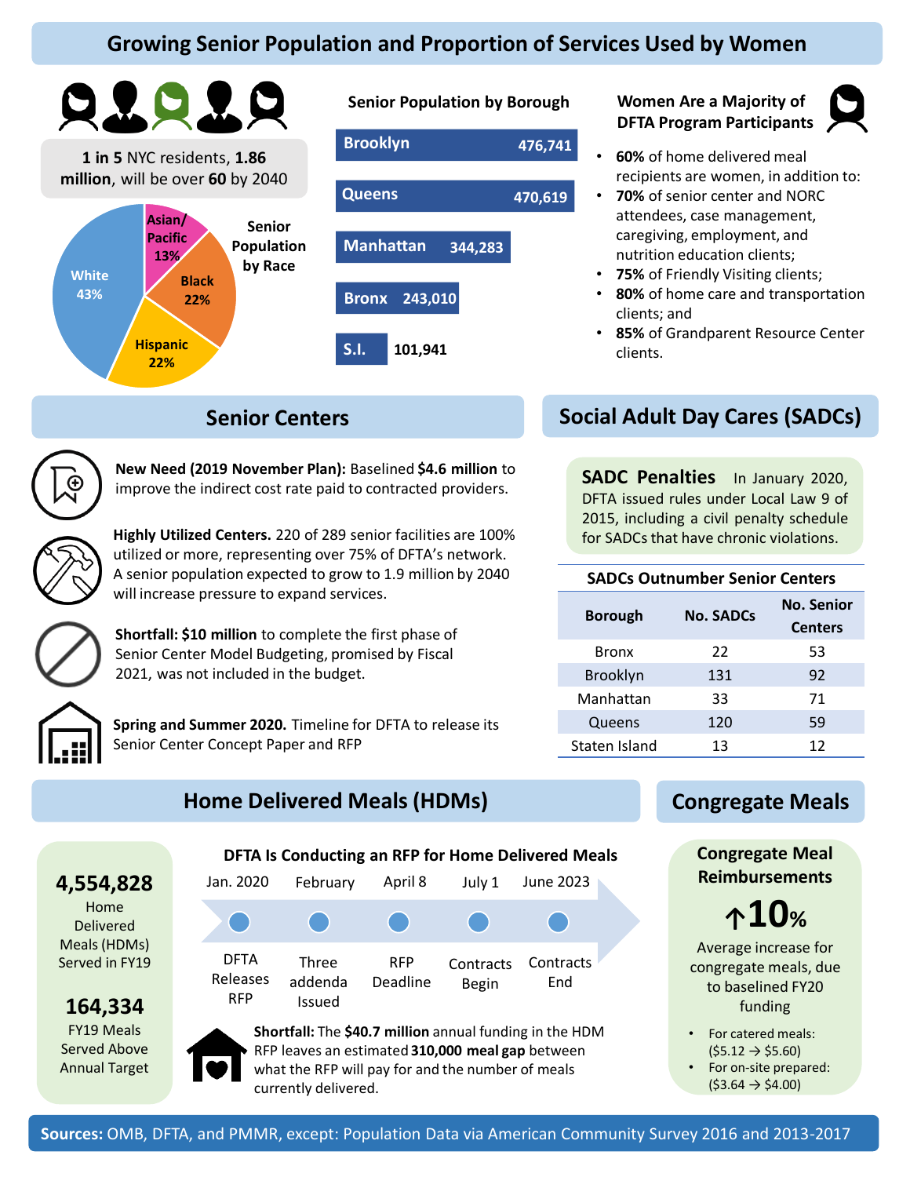# Growing Senior Population and Proportion of Services Used by Women

**1 in 5** NYC residents, **1.86 million**, will be over **60** by 2040

Senior Population by Race

Asian/Pacific 13%
Black 22%
Hispanic 22%
White 43%

### Senior Population by Borough

Brooklyn 476,741
Queens 470,619
Manhattan 344,283
Bronx 243,010
S.I. 101,941

### Women Are a Majority of DFTA Program Participants

- **60%** of home delivered meal recipients are women, in addition to:
- **70%** of senior center and NORC attendees, case management, caregiving, employment, and nutrition education clients;
- **75%** of Friendly Visiting clients;
- **80%** of home care and transportation clients; and
- **85%** of Grandparent Resource Center clients.

## Senior Centers

**New Need (2019 November Plan):** Baselined **$4.6 million** to improve the indirect cost rate paid to contracted providers.

**Highly Utilized Centers.** 220 of 289 senior facilities are 100% utilized or more, representing over 75% of DFTA's network. A senior population expected to grow to 1.9 million by 2040 will increase pressure to expand services.

**Shortfall: $10 million** to complete the first phase of Senior Center Model Budgeting, promised by Fiscal 2021, was not included in the budget.

**Spring and Summer 2020.** Timeline for DFTA to release its Senior Center Concept Paper and RFP

## Social Adult Day Cares (SADCs)

**SADC Penalties** In January 2020, DFTA issued rules under Local Law 9 of 2015, including a civil penalty schedule for SADCs that have chronic violations.

### SADCs Outnumber Senior Centers

| Borough | No. SADCs | No. Senior Centers |
|---|---|---|
| Bronx | 22 | 53 |
| Brooklyn | 131 | 92 |
| Manhattan | 33 | 71 |
| Queens | 120 | 59 |
| Staten Island | 13 | 12 |

## Home Delivered Meals (HDMs)

**4,554,828** Home Delivered Meals (HDMs) Served in FY19

**164,334** FY19 Meals Served Above Annual Target

### DFTA Is Conducting an RFP for Home Delivered Meals

- Jan. 2020 — DFTA Releases RFP
- February — Three addenda Issued
- April 8 — RFP Deadline
- July 1 — Contracts Begin
- June 2023 — Contracts End

**Shortfall:** The **$40.7 million** annual funding in the HDM RFP leaves an estimated **310,000 meal gap** between what the RFP will pay for and the number of meals currently delivered.

## Congregate Meals

### Congregate Meal Reimbursements

↑**10%**

Average increase for congregate meals, due to baselined FY20 funding

- For catered meals: ($5.12 → $5.60)
- For on-site prepared: ($3.64 → $4.00)

**Sources:** OMB, DFTA, and PMMR, except: Population Data via American Community Survey 2016 and 2013-2017